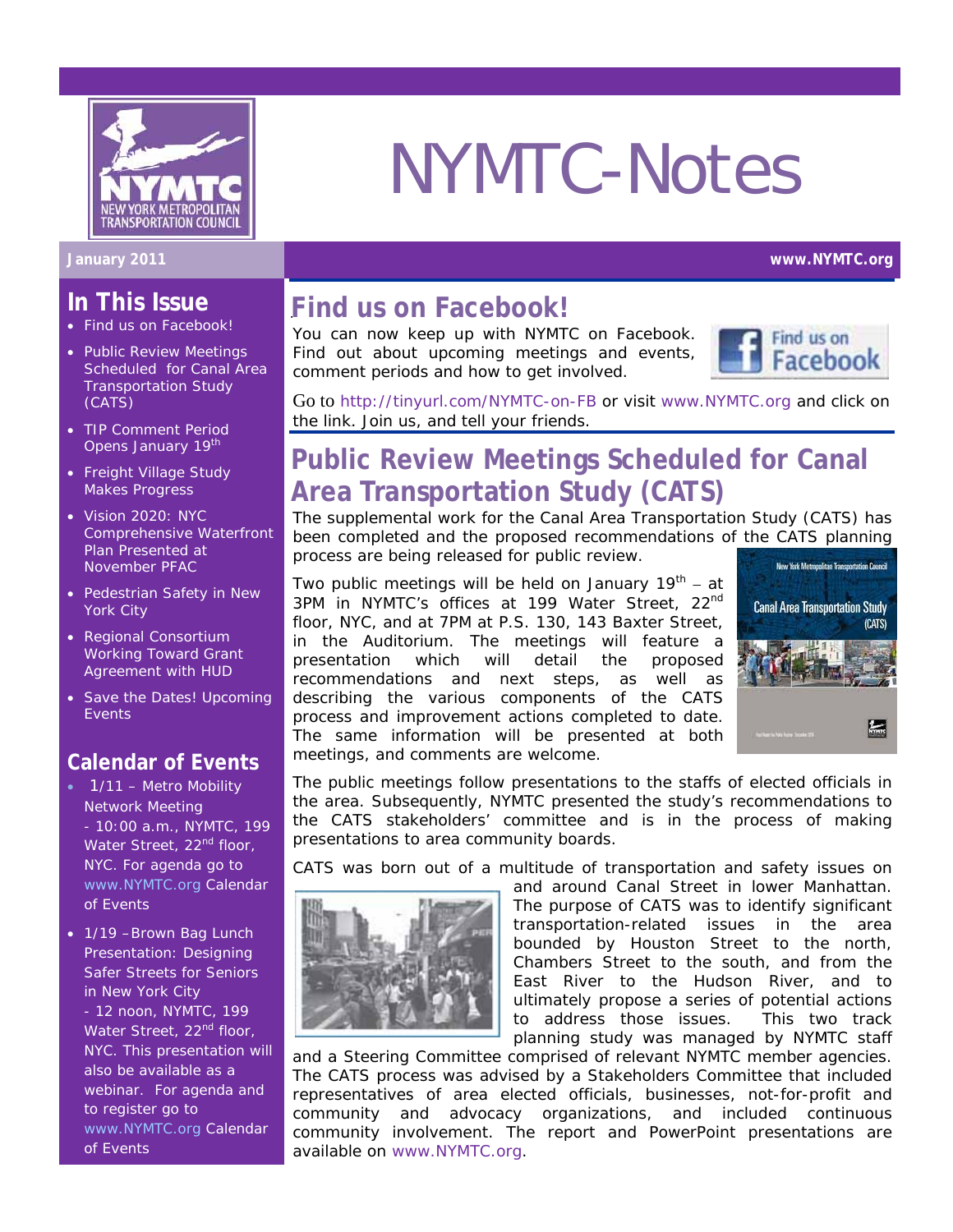# NYMTC-Notes

January 2011 www.NYMTC.org

## In This Issue

- Find us on Facebook!
- Public Review Meetings Scheduled for Canal Area Transportation Study (CATS)
- TIP Comment Period Opens January 19th
- Freight Village Study Makes Progress
- Vision 2020: NYC Comprehensive Waterfront Plan Presented at November PFAC
- Pedestrian Safety in New York City
- Regional Consortium Working Toward Grant Agreement with HUD
- Save the Dates! Upcoming Events

## Calendar of Events

- 1/11 – Metro Mobility Network Meeting - 10:00 a.m., NYMTC, 199 Water Street, 22nd floor, NYC. For agenda go to www.NYMTC.org Calendar of Events
- 1/19 – Brown Bag Lunch Presentation: Designing Safer Streets for Seniors in New York City - 12 noon, NYMTC, 199 Water Street, 22nd floor, NYC. This presentation will also be available as a webinar. For agenda and to register go to www.NYMTC.org Calendar of Events

## Find us on Facebook!

You can now keep up with NYMTC on Facebook. Find out about upcoming meetings and events, comment periods and how to get involved.

Go to http://tinyurl.com/NYMTC-on-FB or visit www.NYMTC.org and click on the link. Join us, and tell your friends.

## Public Review Meetings Scheduled for Canal Area Transportation Study (CATS)

The supplemental work for the Canal Area Transportation Study (CATS) has been completed and the proposed recommendations of the CATS planning process are being released for public review.

Two public meetings will be held on January 19th – at 3PM in NYMTC's offices at 199 Water Street, 22nd floor, NYC, and at 7PM at P.S. 130, 143 Baxter Street, in the Auditorium. The meetings will feature a presentation which will detail the proposed recommendations and next steps, as well as describing the various components of the CATS process and improvement actions completed to date. The same information will be presented at both meetings, and comments are welcome.

The public meetings follow presentations to the staffs of elected officials in the area. Subsequently, NYMTC presented the study's recommendations to the CATS stakeholders' committee and is in the process of making presentations to area community boards.

CATS was born out of a multitude of transportation and safety issues on and around Canal Street in lower Manhattan. The purpose of CATS was to identify significant transportation-related issues in the area bounded by Houston Street to the north, Chambers Street to the south, and from the East River to the Hudson River, and to ultimately propose a series of potential actions to address those issues. This two track planning study was managed by NYMTC staff and a Steering Committee comprised of relevant NYMTC member agencies. The CATS process was advised by a Stakeholders Committee that included representatives of area elected officials, businesses, not-for-profit and community and advocacy organizations, and included continuous community involvement. The report and PowerPoint presentations are available on www.NYMTC.org.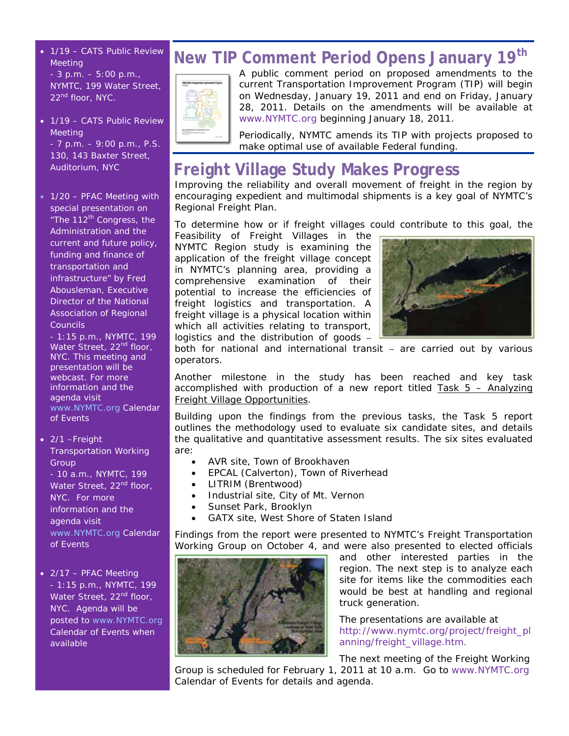- 1/19 – CATS Public Review Meeting
  - 3 p.m. – 5:00 p.m., NYMTC, 199 Water Street, 22nd floor, NYC.

- 1/19 – CATS Public Review Meeting
  - 7 p.m. – 9:00 p.m., P.S. 130, 143 Baxter Street, Auditorium, NYC

- 1/20 – PFAC Meeting with special presentation on "The 112th Congress, the Administration and the current and future policy, funding and finance of transportation and infrastructure" by Fred Abousleman, Executive Director of the National Association of Regional Councils
  - 1:15 p.m., NYMTC, 199 Water Street, 22nd floor, NYC. This meeting and presentation will be webcast. For more information and the agenda visit www.NYMTC.org Calendar of Events

- 2/1 –Freight Transportation Working Group
  - 10 a.m., NYMTC, 199 Water Street, 22nd floor, NYC. For more information and the agenda visit www.NYMTC.org Calendar of Events

- 2/17 – PFAC Meeting
  - 1:15 p.m., NYMTC, 199 Water Street, 22nd floor, NYC. Agenda will be posted to www.NYMTC.org Calendar of Events when available

## New TIP Comment Period Opens January 19th

A public comment period on proposed amendments to the current Transportation Improvement Program (TIP) will begin on Wednesday, January 19, 2011 and end on Friday, January 28, 2011. Details on the amendments will be available at www.NYMTC.org beginning January 18, 2011.

Periodically, NYMTC amends its TIP with projects proposed to make optimal use of available Federal funding.

## Freight Village Study Makes Progress

Improving the reliability and overall movement of freight in the region by encouraging expedient and multimodal shipments is a key goal of NYMTC's Regional Freight Plan.

To determine how or if freight villages could contribute to this goal, the Feasibility of Freight Villages in the NYMTC Region study is examining the application of the freight village concept in NYMTC's planning area, providing a comprehensive examination of their potential to increase the efficiencies of freight logistics and transportation. A freight village is a physical location within which all activities relating to transport, logistics and the distribution of goods – both for national and international transit – are carried out by various operators.

Another milestone in the study has been reached and key task accomplished with production of a new report titled Task 5 – Analyzing Freight Village Opportunities.

Building upon the findings from the previous tasks, the Task 5 report outlines the methodology used to evaluate six candidate sites, and details the qualitative and quantitative assessment results. The six sites evaluated are:

- AVR site, Town of Brookhaven
- EPCAL (Calverton), Town of Riverhead
- LITRIM (Brentwood)
- Industrial site, City of Mt. Vernon
- Sunset Park, Brooklyn
- GATX site, West Shore of Staten Island

Findings from the report were presented to NYMTC's Freight Transportation Working Group on October 4, and were also presented to elected officials and other interested parties in the region. The next step is to analyze each site for items like the commodities each would be best at handling and regional truck generation.

The presentations are available at http://www.nymtc.org/project/freight_planning/freight_village.htm.

The next meeting of the Freight Working Group is scheduled for February 1, 2011 at 10 a.m. Go to www.NYMTC.org Calendar of Events for details and agenda.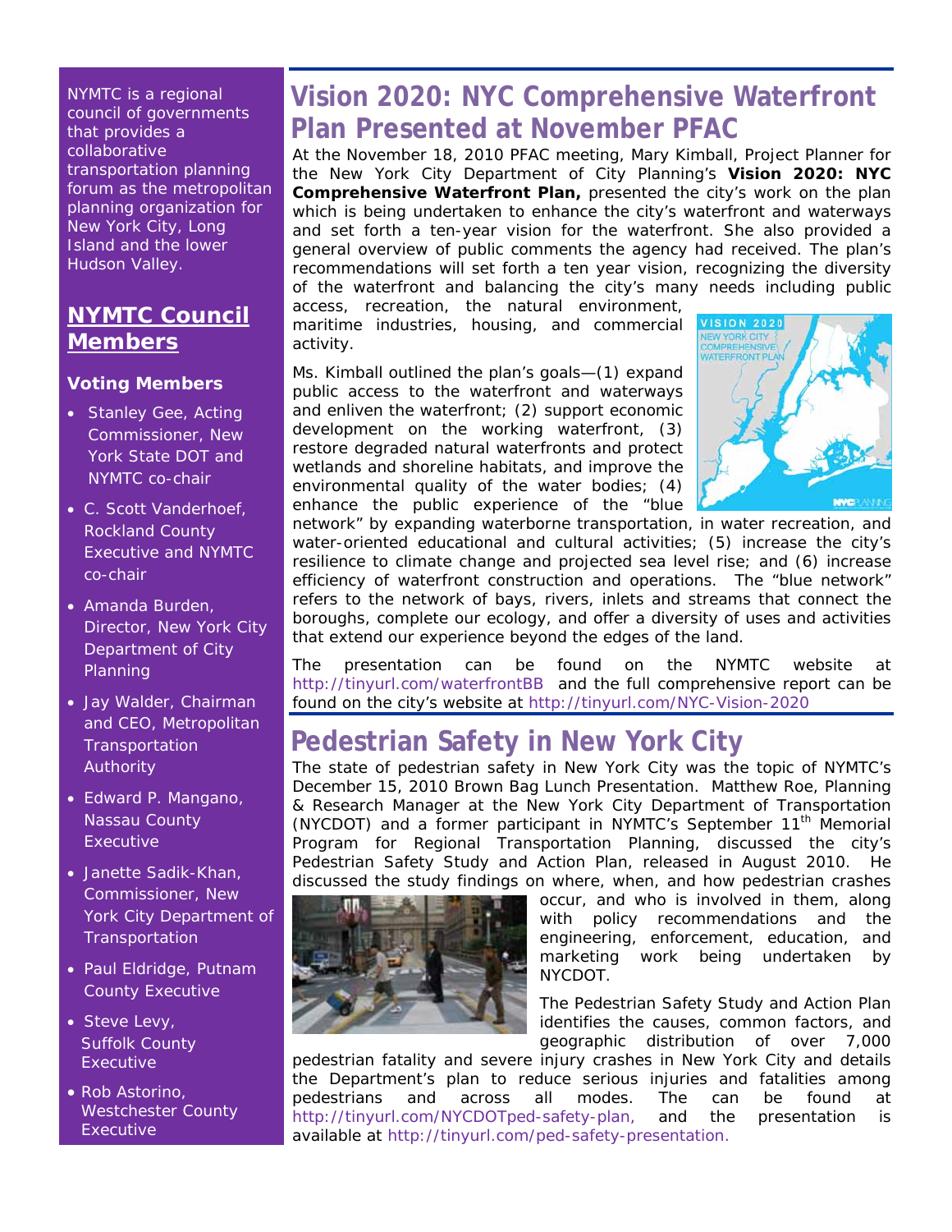NYMTC is a regional council of governments that provides a collaborative transportation planning forum as the metropolitan planning organization for New York City, Long Island and the lower Hudson Valley.

## NYMTC Council Members

### Voting Members

- Stanley Gee, Acting Commissioner, New York State DOT and NYMTC co-chair
- C. Scott Vanderhoef, Rockland County Executive and NYMTC co-chair
- Amanda Burden, Director, New York City Department of City Planning
- Jay Walder, Chairman and CEO, Metropolitan Transportation Authority
- Edward P. Mangano, Nassau County Executive
- Janette Sadik-Khan, Commissioner, New York City Department of Transportation
- Paul Eldridge, Putnam County Executive
- Steve Levy, Suffolk County Executive
- Rob Astorino, Westchester County Executive

# Vision 2020: NYC Comprehensive Waterfront Plan Presented at November PFAC

At the November 18, 2010 PFAC meeting, Mary Kimball, Project Planner for the New York City Department of City Planning's **Vision 2020: NYC Comprehensive Waterfront Plan,** presented the city's work on the plan which is being undertaken to enhance the city's waterfront and waterways and set forth a ten-year vision for the waterfront. She also provided a general overview of public comments the agency had received. The plan's recommendations will set forth a ten year vision, recognizing the diversity of the waterfront and balancing the city's many needs including public access, recreation, the natural environment, maritime industries, housing, and commercial activity.

Ms. Kimball outlined the plan's goals—(1) expand public access to the waterfront and waterways and enliven the waterfront; (2) support economic development on the working waterfront, (3) restore degraded natural waterfronts and protect wetlands and shoreline habitats, and improve the environmental quality of the water bodies; (4) enhance the public experience of the "blue network" by expanding waterborne transportation, in water recreation, and water-oriented educational and cultural activities; (5) increase the city's resilience to climate change and projected sea level rise; and (6) increase efficiency of waterfront construction and operations. The "blue network" refers to the network of bays, rivers, inlets and streams that connect the boroughs, complete our ecology, and offer a diversity of uses and activities that extend our experience beyond the edges of the land.

The presentation can be found on the NYMTC website at http://tinyurl.com/waterfrontBB and the full comprehensive report can be found on the city's website at http://tinyurl.com/NYC-Vision-2020

# Pedestrian Safety in New York City

The state of pedestrian safety in New York City was the topic of NYMTC's December 15, 2010 Brown Bag Lunch Presentation. Matthew Roe, Planning & Research Manager at the New York City Department of Transportation (NYCDOT) and a former participant in NYMTC's September 11th Memorial Program for Regional Transportation Planning, discussed the city's Pedestrian Safety Study and Action Plan, released in August 2010. He discussed the study findings on where, when, and how pedestrian crashes occur, and who is involved in them, along with policy recommendations and the engineering, enforcement, education, and marketing work being undertaken by NYCDOT.

The Pedestrian Safety Study and Action Plan identifies the causes, common factors, and geographic distribution of over 7,000 pedestrian fatality and severe injury crashes in New York City and details the Department's plan to reduce serious injuries and fatalities among pedestrians and across all modes. The can be found at http://tinyurl.com/NYCDOTped-safety-plan, and the presentation is available at http://tinyurl.com/ped-safety-presentation.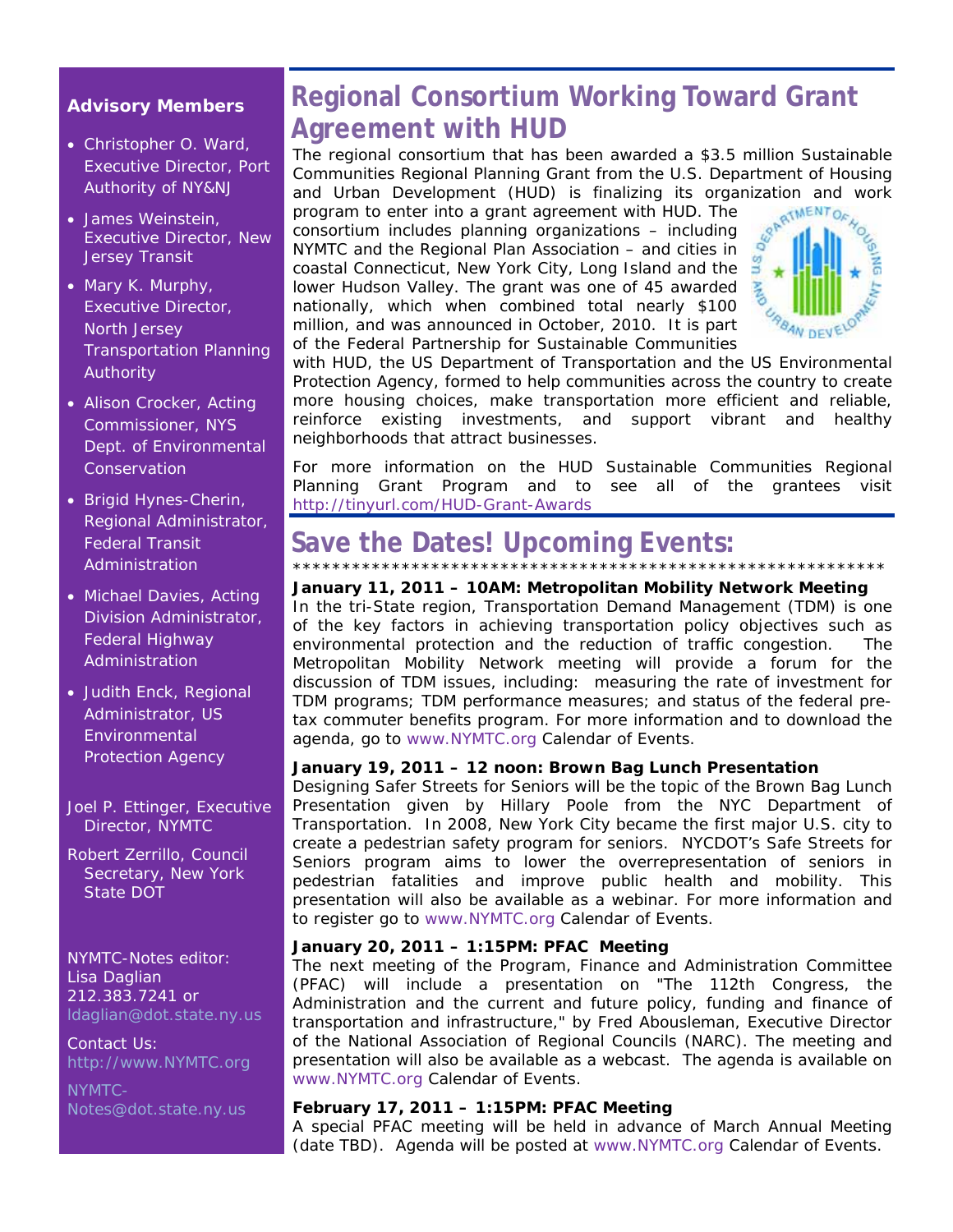## Advisory Members

- Christopher O. Ward, Executive Director, Port Authority of NY&NJ
- James Weinstein, Executive Director, New Jersey Transit
- Mary K. Murphy, Executive Director, North Jersey Transportation Planning Authority
- Alison Crocker, Acting Commissioner, NYS Dept. of Environmental Conservation
- Brigid Hynes-Cherin, Regional Administrator, Federal Transit Administration
- Michael Davies, Acting Division Administrator, Federal Highway Administration
- Judith Enck, Regional Administrator, US Environmental Protection Agency

Joel P. Ettinger, Executive Director, NYMTC

Robert Zerrillo, Council Secretary, New York State DOT

NYMTC-Notes editor:
Lisa Daglian
212.383.7241 or
ldaglian@dot.state.ny.us

Contact Us:
http://www.NYMTC.org

NYMTC-Notes@dot.state.ny.us

# Regional Consortium Working Toward Grant Agreement with HUD

The regional consortium that has been awarded a $3.5 million Sustainable Communities Regional Planning Grant from the U.S. Department of Housing and Urban Development (HUD) is finalizing its organization and work program to enter into a grant agreement with HUD. The consortium includes planning organizations – including NYMTC and the Regional Plan Association – and cities in coastal Connecticut, New York City, Long Island and the lower Hudson Valley. The grant was one of 45 awarded nationally, which when combined total nearly $100 million, and was announced in October, 2010. It is part of the Federal Partnership for Sustainable Communities with HUD, the US Department of Transportation and the US Environmental Protection Agency, formed to help communities across the country to create more housing choices, make transportation more efficient and reliable, reinforce existing investments, and support vibrant and healthy neighborhoods that attract businesses.

For more information on the HUD Sustainable Communities Regional Planning Grant Program and to see all of the grantees visit http://tinyurl.com/HUD-Grant-Awards

# Save the Dates! Upcoming Events:

************************************************************

**January 11, 2011 – 10AM: Metropolitan Mobility Network Meeting**

In the tri-State region, Transportation Demand Management (TDM) is one of the key factors in achieving transportation policy objectives such as environmental protection and the reduction of traffic congestion. The Metropolitan Mobility Network meeting will provide a forum for the discussion of TDM issues, including: measuring the rate of investment for TDM programs; TDM performance measures; and status of the federal pre-tax commuter benefits program. For more information and to download the agenda, go to www.NYMTC.org Calendar of Events.

**January 19, 2011 – 12 noon: Brown Bag Lunch Presentation**

Designing Safer Streets for Seniors will be the topic of the Brown Bag Lunch Presentation given by Hillary Poole from the NYC Department of Transportation. In 2008, New York City became the first major U.S. city to create a pedestrian safety program for seniors. NYCDOT's Safe Streets for Seniors program aims to lower the overrepresentation of seniors in pedestrian fatalities and improve public health and mobility. This presentation will also be available as a webinar. For more information and to register go to www.NYMTC.org Calendar of Events.

**January 20, 2011 – 1:15PM: PFAC Meeting**

The next meeting of the Program, Finance and Administration Committee (PFAC) will include a presentation on "The 112th Congress, the Administration and the current and future policy, funding and finance of transportation and infrastructure," by Fred Abousleman, Executive Director of the National Association of Regional Councils (NARC). The meeting and presentation will also be available as a webcast. The agenda is available on www.NYMTC.org Calendar of Events.

**February 17, 2011 – 1:15PM: PFAC Meeting**

A special PFAC meeting will be held in advance of March Annual Meeting (date TBD). Agenda will be posted at www.NYMTC.org Calendar of Events.